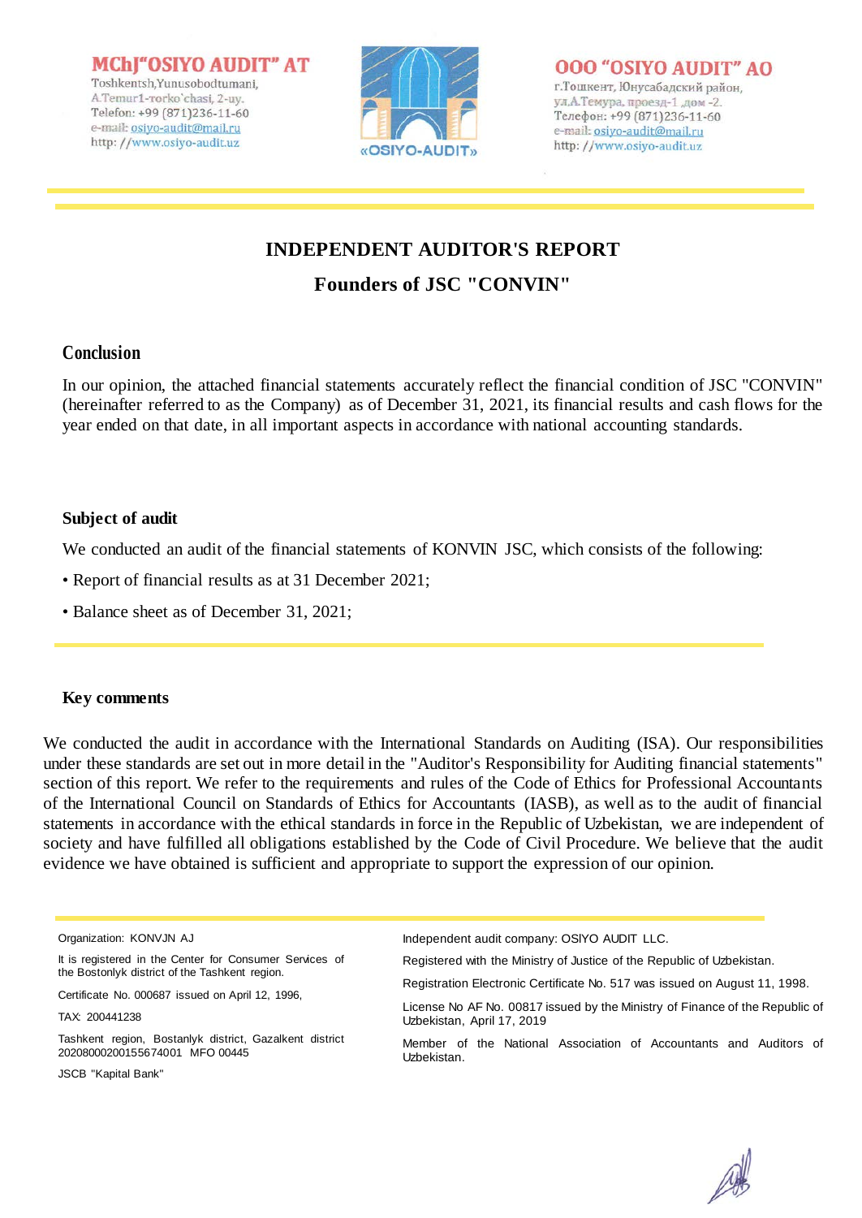MChJ"OSIYO AUDIT" AT
Toshkentsh,Yunusobodtumani,
A.Temur1-rorko`chasi, 2-uy.
Telefon: +99 (871)236-11-60
e-mail: osiyo-audit@mail.ru
http: //www.osiyo-audit.uz

«OSIYO-AUDIT»

ООО "OSIYO AUDIT" AO
г.Тошкент, Юнусабадский район,
ул.А.Темура, проезд-1 ,дом -2.
Телефон: +99 (871)236-11-60
e-mail: osiyo-audit@mail.ru
http: //www.osiyo-audit.uz

# INDEPENDENT AUDITOR'S REPORT

## Founders of JSC "CONVIN"

### Conclusion

In our opinion, the attached financial statements accurately reflect the financial condition of JSC "CONVIN" (hereinafter referred to as the Company) as of December 31, 2021, its financial results and cash flows for the year ended on that date, in all important aspects in accordance with national accounting standards.

### Subject of audit

We conducted an audit of the financial statements of KONVIN JSC, which consists of the following:

- Report of financial results as at 31 December 2021;
- Balance sheet as of December 31, 2021;

### Key comments

We conducted the audit in accordance with the International Standards on Auditing (ISA). Our responsibilities under these standards are set out in more detail in the "Auditor's Responsibility for Auditing financial statements" section of this report. We refer to the requirements and rules of the Code of Ethics for Professional Accountants of the International Council on Standards of Ethics for Accountants (IASB), as well as to the audit of financial statements in accordance with the ethical standards in force in the Republic of Uzbekistan, we are independent of society and have fulfilled all obligations established by the Code of Civil Procedure. We believe that the audit evidence we have obtained is sufficient and appropriate to support the expression of our opinion.

Organization: KONVJN AJ

It is registered in the Center for Consumer Services of the Bostonlyk district of the Tashkent region.

Certificate No. 000687 issued on April 12, 1996,

TAX: 200441238

Tashkent region, Bostanlyk district, Gazalkent district 20208000200155674001 MFO 00445

JSCB "Kapital Bank"

Independent audit company: OSIYO AUDIT LLC.

Registered with the Ministry of Justice of the Republic of Uzbekistan.

Registration Electronic Certificate No. 517 was issued on August 11, 1998.

License No AF No. 00817 issued by the Ministry of Finance of the Republic of Uzbekistan, April 17, 2019

Member of the National Association of Accountants and Auditors of Uzbekistan.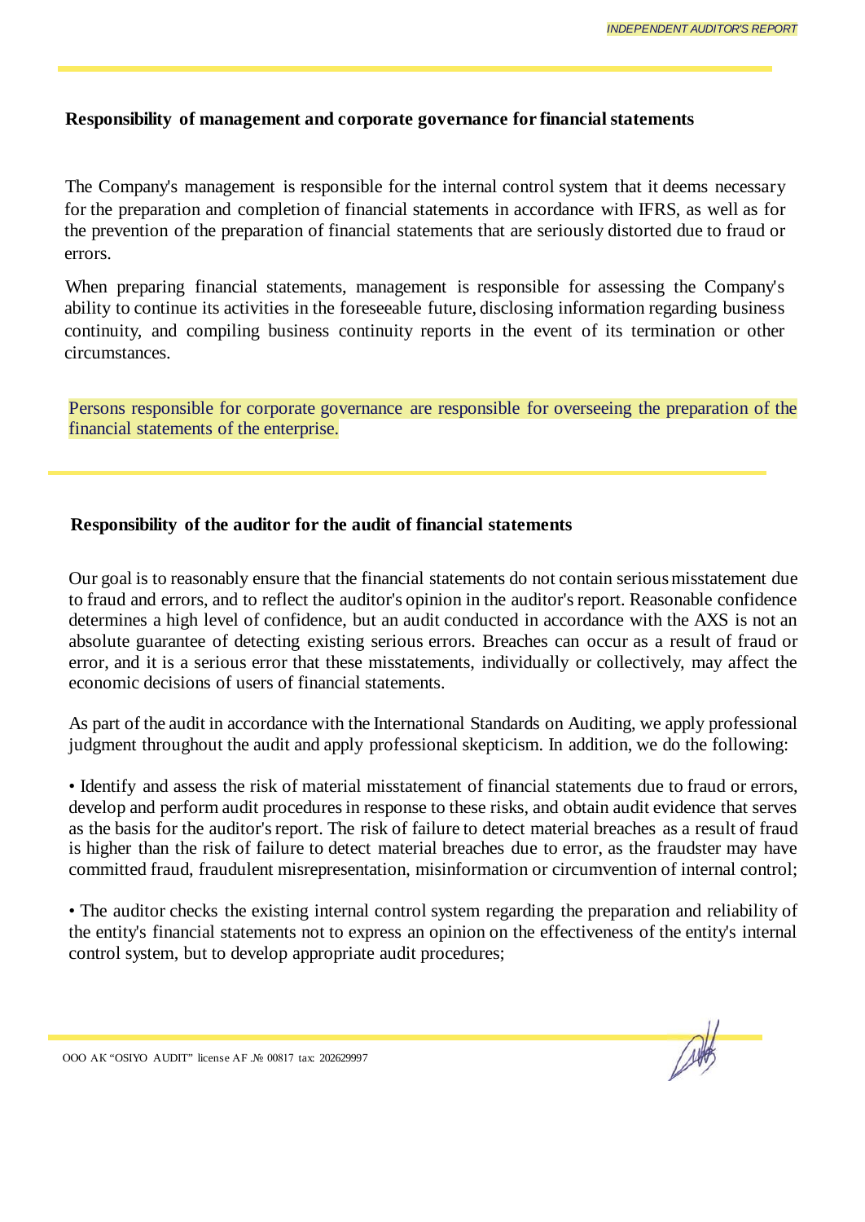## Responsibility of management and corporate governance for financial statements

The Company's management is responsible for the internal control system that it deems necessary for the preparation and completion of financial statements in accordance with IFRS, as well as for the prevention of the preparation of financial statements that are seriously distorted due to fraud or errors.

When preparing financial statements, management is responsible for assessing the Company's ability to continue its activities in the foreseeable future, disclosing information regarding business continuity, and compiling business continuity reports in the event of its termination or other circumstances.

Persons responsible for corporate governance are responsible for overseeing the preparation of the financial statements of the enterprise.

## Responsibility of the auditor for the audit of financial statements

Our goal is to reasonably ensure that the financial statements do not contain serious misstatement due to fraud and errors, and to reflect the auditor's opinion in the auditor's report. Reasonable confidence determines a high level of confidence, but an audit conducted in accordance with the AXS is not an absolute guarantee of detecting existing serious errors. Breaches can occur as a result of fraud or error, and it is a serious error that these misstatements, individually or collectively, may affect the economic decisions of users of financial statements.

As part of the audit in accordance with the International Standards on Auditing, we apply professional judgment throughout the audit and apply professional skepticism. In addition, we do the following:

- Identify and assess the risk of material misstatement of financial statements due to fraud or errors, develop and perform audit procedures in response to these risks, and obtain audit evidence that serves as the basis for the auditor's report. The risk of failure to detect material breaches as a result of fraud is higher than the risk of failure to detect material breaches due to error, as the fraudster may have committed fraud, fraudulent misrepresentation, misinformation or circumvention of internal control;

- The auditor checks the existing internal control system regarding the preparation and reliability of the entity's financial statements not to express an opinion on the effectiveness of the entity's internal control system, but to develop appropriate audit procedures;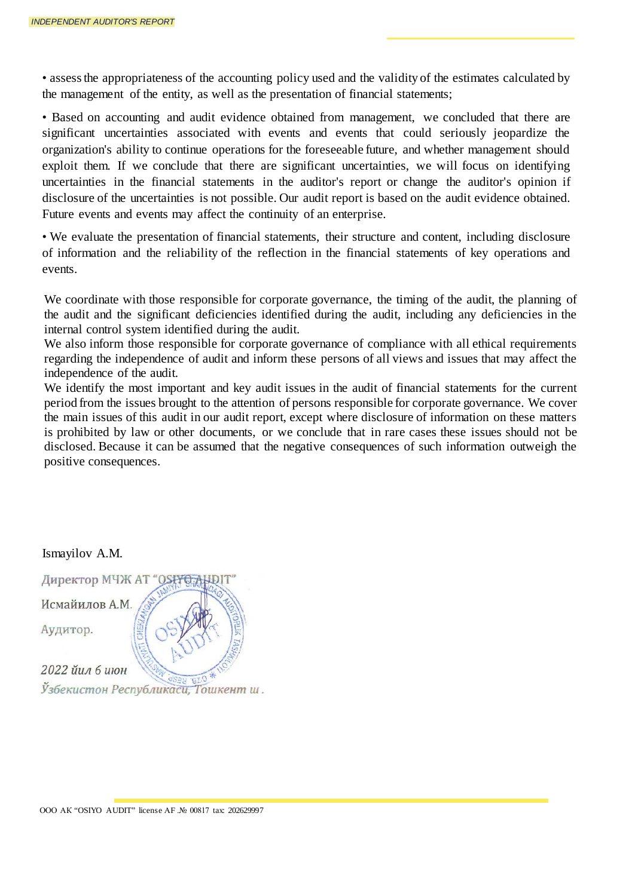• assess the appropriateness of the accounting policy used and the validity of the estimates calculated by the management of the entity, as well as the presentation of financial statements;

• Based on accounting and audit evidence obtained from management, we concluded that there are significant uncertainties associated with events and events that could seriously jeopardize the organization's ability to continue operations for the foreseeable future, and whether management should exploit them. If we conclude that there are significant uncertainties, we will focus on identifying uncertainties in the financial statements in the auditor's report or change the auditor's opinion if disclosure of the uncertainties is not possible. Our audit report is based on the audit evidence obtained. Future events and events may affect the continuity of an enterprise.

• We evaluate the presentation of financial statements, their structure and content, including disclosure of information and the reliability of the reflection in the financial statements of key operations and events.

We coordinate with those responsible for corporate governance, the timing of the audit, the planning of the audit and the significant deficiencies identified during the audit, including any deficiencies in the internal control system identified during the audit.
We also inform those responsible for corporate governance of compliance with all ethical requirements regarding the independence of audit and inform these persons of all views and issues that may affect the independence of the audit.
We identify the most important and key audit issues in the audit of financial statements for the current period from the issues brought to the attention of persons responsible for corporate governance. We cover the main issues of this audit in our audit report, except where disclosure of information on these matters is prohibited by law or other documents, or we conclude that in rare cases these issues should not be disclosed. Because it can be assumed that the negative consequences of such information outweigh the positive consequences.

Ismayilov A.M.

Директор МЧЖ АТ "OSIYO AUDIT"

Исмайилов А.М.

Аудитор.

*2022 йил 6 июн*

*Ўзбекистон Республикаси, Тошкент ш.*

OOO AK "OSIYO AUDIT" license AF .№ 00817 tax: 202629997